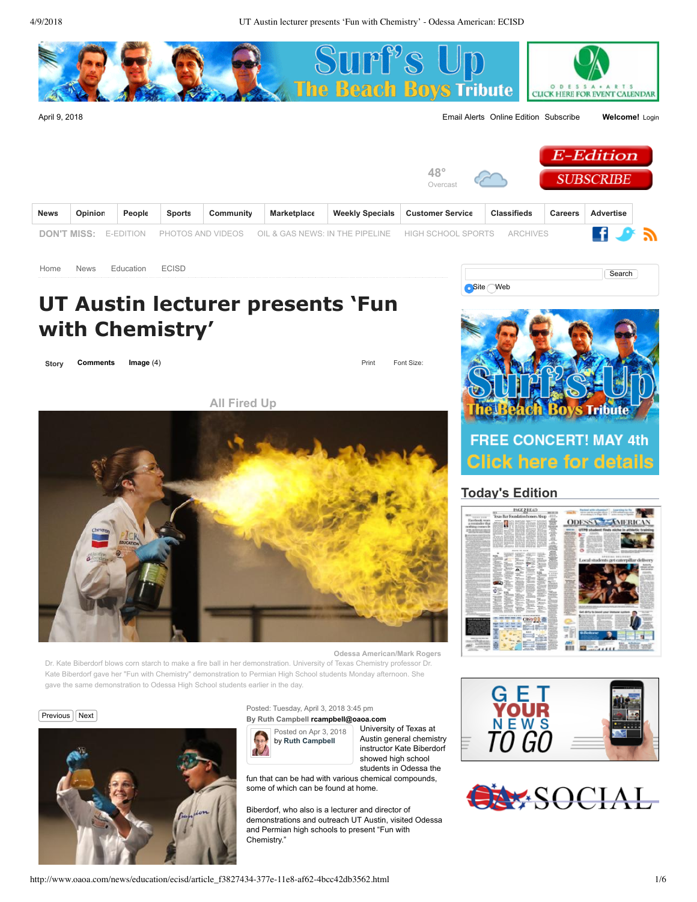# UT Austin lecturer presents 'Fun with Chemistry'

All Fired Up

Odessa American/Mark Rogers

Dr. Kate Biberdorf blows corn starch to make a fire ball in her demonstration. University of Texas Chemistry professor Dr. Kate Biberdorf gave her "Fun with Chemistry" demonstration to Permian High School students Monday afternoon. She gave the same demonstration to Odessa High School students earlier in the day.

Posted: Tuesday, April 3, 2018 3:45 pm

By Ruth Campbell rcampbell@oaoa.com

Posted on Apr 3, 2018 by Ruth Campbell

University of Texas at Austin general chemistry instructor Kate Biberdorf showed high school students in Odessa the fun that can be had with various chemical compounds, some of which can be found at home.

Biberdorf, who also is a lecturer and director of demonstrations and outreach UT Austin, visited Odessa and Permian high schools to present "Fun with Chemistry."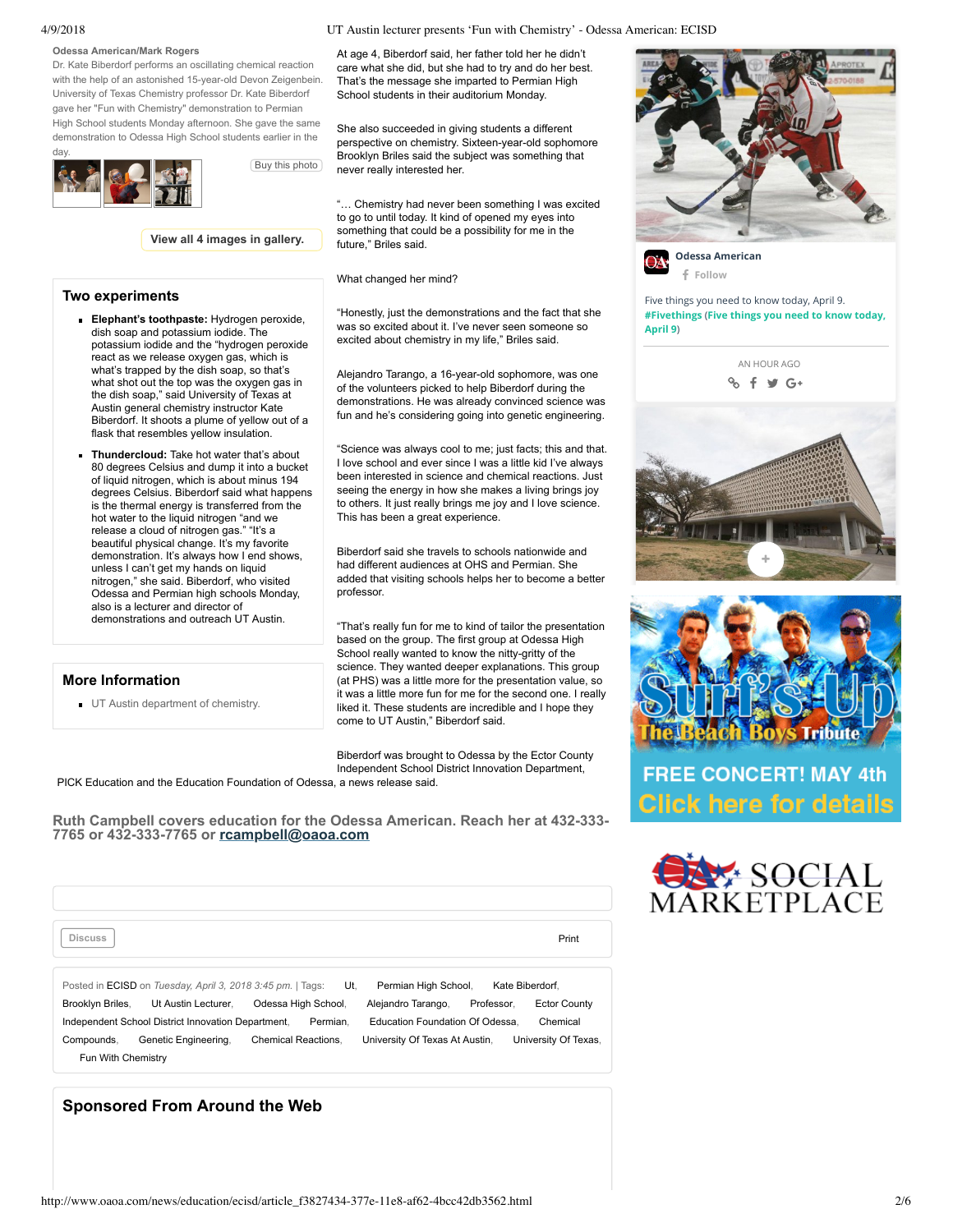Odessa American/Mark Rogers

Dr. Kate Biberdorf performs an oscillating chemical reaction with the help of an astonished 15-year-old Devon Zeigenbein. University of Texas Chemistry professor Dr. Kate Biberdorf gave her "Fun with Chemistry" demonstration to Permian High School students Monday afternoon. She gave the same demonstration to Odessa High School students earlier in the day.

Buy this photo

View all 4 images in gallery.

## Two experiments

- **Elephant's toothpaste:** Hydrogen peroxide, dish soap and potassium iodide. The potassium iodide and the "hydrogen peroxide react as we release oxygen gas, which is what's trapped by the dish soap, so that's what shot out the top was the oxygen gas in the dish soap," said University of Texas at Austin general chemistry instructor Kate Biberdorf. It shoots a plume of yellow out of a flask that resembles yellow insulation.
- **Thundercloud:** Take hot water that's about 80 degrees Celsius and dump it into a bucket of liquid nitrogen, which is about minus 194 degrees Celsius. Biberdorf said what happens is the thermal energy is transferred from the hot water to the liquid nitrogen "and we release a cloud of nitrogen gas." "It's a beautiful physical change. It's my favorite demonstration. It's always how I end shows, unless I can't get my hands on liquid nitrogen," she said. Biberdorf, who visited Odessa and Permian high schools Monday, also is a lecturer and director of demonstrations and outreach UT Austin.

## More Information

- UT Austin department of chemistry.

At age 4, Biberdorf said, her father told her he didn't care what she did, but she had to try and do her best. That's the message she imparted to Permian High School students in their auditorium Monday.

She also succeeded in giving students a different perspective on chemistry. Sixteen-year-old sophomore Brooklyn Briles said the subject was something that never really interested her.

"… Chemistry had never been something I was excited to go to until today. It kind of opened my eyes into something that could be a possibility for me in the future," Briles said.

What changed her mind?

"Honestly, just the demonstrations and the fact that she was so excited about it. I've never seen someone so excited about chemistry in my life," Briles said.

Alejandro Tarango, a 16-year-old sophomore, was one of the volunteers picked to help Biberdorf during the demonstrations. He was already convinced science was fun and he's considering going into genetic engineering.

"Science was always cool to me; just facts; this and that. I love school and ever since I was a little kid I've always been interested in science and chemical reactions. Just seeing the energy in how she makes a living brings joy to others. It just really brings me joy and I love science. This has been a great experience.

Biberdorf said she travels to schools nationwide and had different audiences at OHS and Permian. She added that visiting schools helps her to become a better professor.

"That's really fun for me to kind of tailor the presentation based on the group. The first group at Odessa High School really wanted to know the nitty-gritty of the science. They wanted deeper explanations. This group (at PHS) was a little more for the presentation value, so it was a little more fun for me for the second one. I really liked it. These students are incredible and I hope they come to UT Austin," Biberdorf said.

Biberdorf was brought to Odessa by the Ector County Independent School District Innovation Department, PICK Education and the Education Foundation of Odessa, a news release said.

**Ruth Campbell covers education for the Odessa American. Reach her at 432-333-7765 or 432-333-7765 or rcampbell@oaoa.com**

Discuss

Print

Posted in ECISD on *Tuesday, April 3, 2018 3:45 pm.* | Tags: Ut, Permian High School, Kate Biberdorf, Brooklyn Briles, Ut Austin Lecturer, Odessa High School, Alejandro Tarango, Professor, Ector County Independent School District Innovation Department, Permian, Education Foundation Of Odessa, Chemical Compounds, Genetic Engineering, Chemical Reactions, University Of Texas At Austin, University Of Texas, Fun With Chemistry

## Sponsored From Around the Web